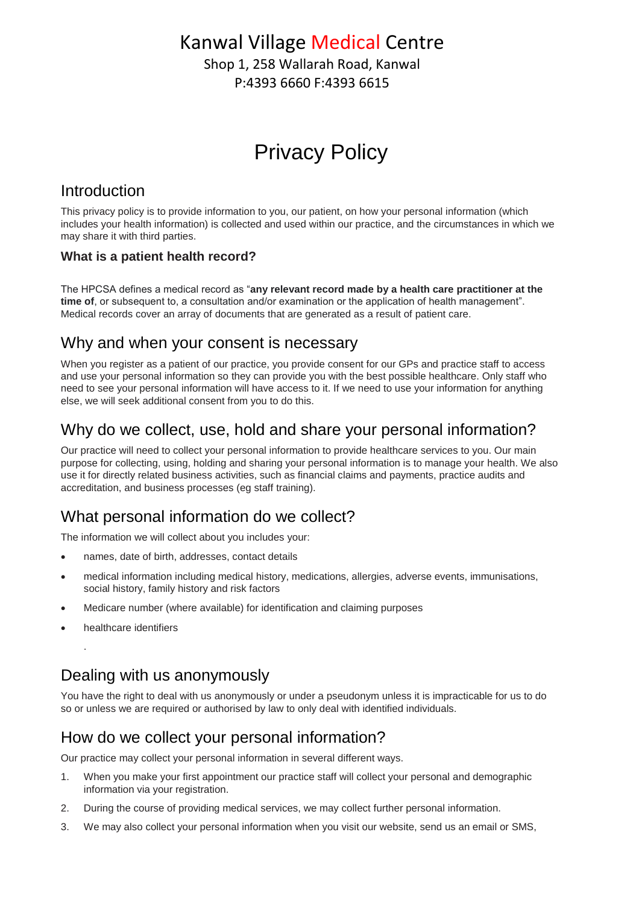# Kanwal Village Medical Centre

Shop 1, 258 Wallarah Road, Kanwal

P:4393 6660 F:4393 6615

# Privacy Policy

## Introduction

This privacy policy is to provide information to you, our patient, on how your personal information (which includes your health information) is collected and used within our practice, and the circumstances in which we may share it with third parties.

### What is a patient health record?

The HPCSA defines a medical record as "**any relevant record made by a health care practitioner at the time of**, or subsequent to, a consultation and/or examination or the application of health management". Medical records cover an array of documents that are generated as a result of patient care.

## Why and when your consent is necessary

When you register as a patient of our practice, you provide consent for our GPs and practice staff to access and use your personal information so they can provide you with the best possible healthcare. Only staff who need to see your personal information will have access to it. If we need to use your information for anything else, we will seek additional consent from you to do this.

## Why do we collect, use, hold and share your personal information?

Our practice will need to collect your personal information to provide healthcare services to you. Our main purpose for collecting, using, holding and sharing your personal information is to manage your health. We also use it for directly related business activities, such as financial claims and payments, practice audits and accreditation, and business processes (eg staff training).

## What personal information do we collect?

The information we will collect about you includes your:

- names, date of birth, addresses, contact details
- medical information including medical history, medications, allergies, adverse events, immunisations, social history, family history and risk factors
- Medicare number (where available) for identification and claiming purposes
- healthcare identifiers

.

## Dealing with us anonymously

You have the right to deal with us anonymously or under a pseudonym unless it is impracticable for us to do so or unless we are required or authorised by law to only deal with identified individuals.

## How do we collect your personal information?

Our practice may collect your personal information in several different ways.

1. When you make your first appointment our practice staff will collect your personal and demographic information via your registration.
2. During the course of providing medical services, we may collect further personal information.
3. We may also collect your personal information when you visit our website, send us an email or SMS,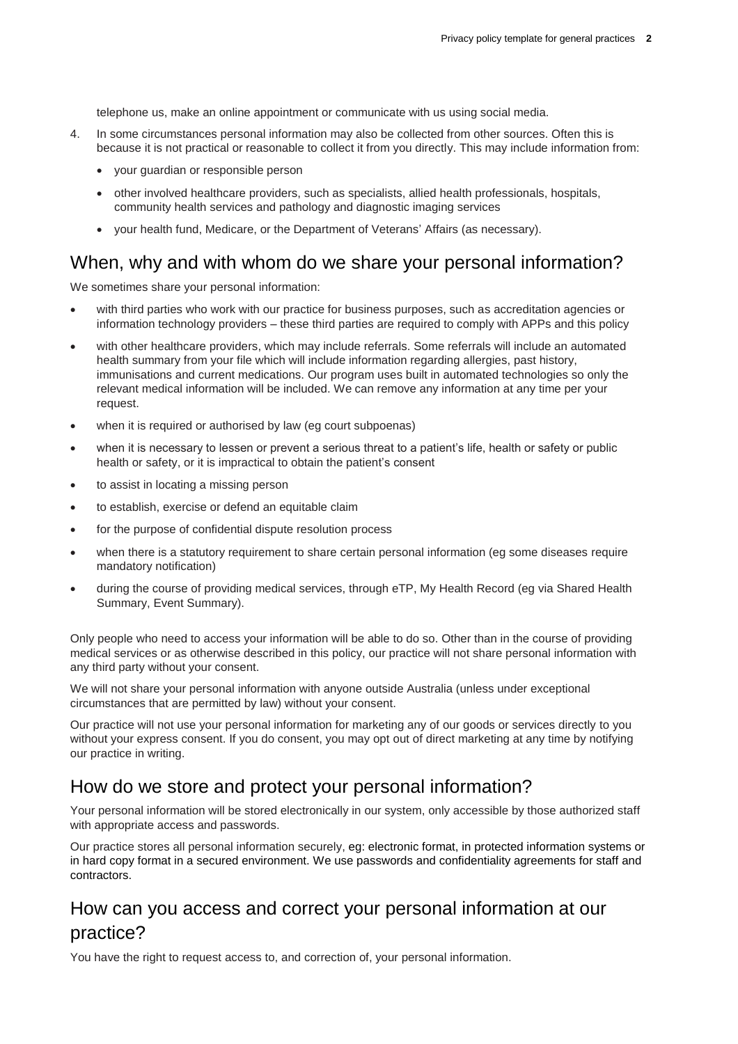telephone us, make an online appointment or communicate with us using social media.

4. In some circumstances personal information may also be collected from other sources. Often this is because it is not practical or reasonable to collect it from you directly. This may include information from:
   - your guardian or responsible person
   - other involved healthcare providers, such as specialists, allied health professionals, hospitals, community health services and pathology and diagnostic imaging services
   - your health fund, Medicare, or the Department of Veterans' Affairs (as necessary).

## When, why and with whom do we share your personal information?

We sometimes share your personal information:

- with third parties who work with our practice for business purposes, such as accreditation agencies or information technology providers – these third parties are required to comply with APPs and this policy
- with other healthcare providers, which may include referrals. Some referrals will include an automated health summary from your file which will include information regarding allergies, past history, immunisations and current medications. Our program uses built in automated technologies so only the relevant medical information will be included. We can remove any information at any time per your request.
- when it is required or authorised by law (eg court subpoenas)
- when it is necessary to lessen or prevent a serious threat to a patient's life, health or safety or public health or safety, or it is impractical to obtain the patient's consent
- to assist in locating a missing person
- to establish, exercise or defend an equitable claim
- for the purpose of confidential dispute resolution process
- when there is a statutory requirement to share certain personal information (eg some diseases require mandatory notification)
- during the course of providing medical services, through eTP, My Health Record (eg via Shared Health Summary, Event Summary).

Only people who need to access your information will be able to do so. Other than in the course of providing medical services or as otherwise described in this policy, our practice will not share personal information with any third party without your consent.

We will not share your personal information with anyone outside Australia (unless under exceptional circumstances that are permitted by law) without your consent.

Our practice will not use your personal information for marketing any of our goods or services directly to you without your express consent. If you do consent, you may opt out of direct marketing at any time by notifying our practice in writing.

## How do we store and protect your personal information?

Your personal information will be stored electronically in our system, only accessible by those authorized staff with appropriate access and passwords.

Our practice stores all personal information securely, eg: electronic format, in protected information systems or in hard copy format in a secured environment. We use passwords and confidentiality agreements for staff and contractors.

## How can you access and correct your personal information at our practice?

You have the right to request access to, and correction of, your personal information.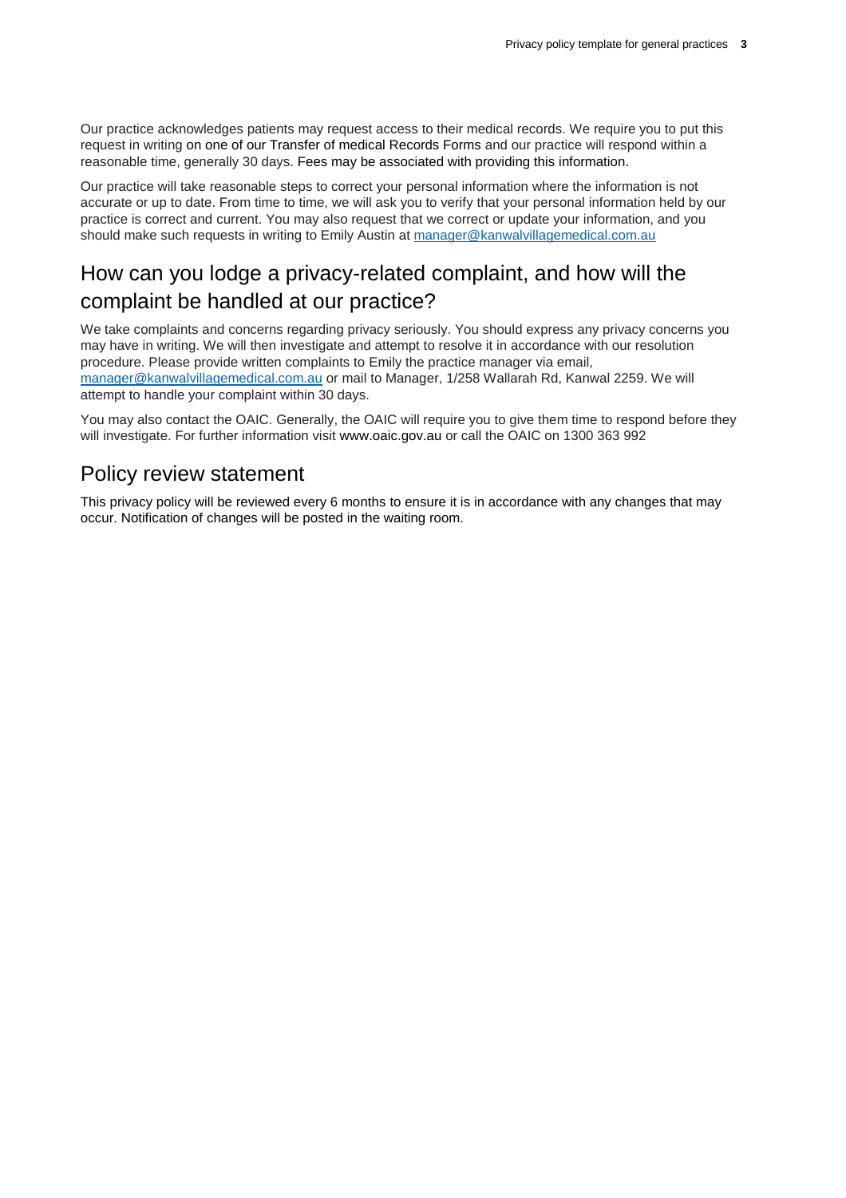Our practice acknowledges patients may request access to their medical records. We require you to put this request in writing on one of our Transfer of medical Records Forms and our practice will respond within a reasonable time, generally 30 days. Fees may be associated with providing this information.

Our practice will take reasonable steps to correct your personal information where the information is not accurate or up to date. From time to time, we will ask you to verify that your personal information held by our practice is correct and current. You may also request that we correct or update your information, and you should make such requests in writing to Emily Austin at manager@kanwalvillagemedical.com.au

## How can you lodge a privacy-related complaint, and how will the complaint be handled at our practice?

We take complaints and concerns regarding privacy seriously. You should express any privacy concerns you may have in writing. We will then investigate and attempt to resolve it in accordance with our resolution procedure. Please provide written complaints to Emily the practice manager via email, manager@kanwalvillagemedical.com.au or mail to Manager, 1/258 Wallarah Rd, Kanwal 2259. We will attempt to handle your complaint within 30 days.

You may also contact the OAIC. Generally, the OAIC will require you to give them time to respond before they will investigate. For further information visit www.oaic.gov.au or call the OAIC on 1300 363 992

## Policy review statement

This privacy policy will be reviewed every 6 months to ensure it is in accordance with any changes that may occur. Notification of changes will be posted in the waiting room.